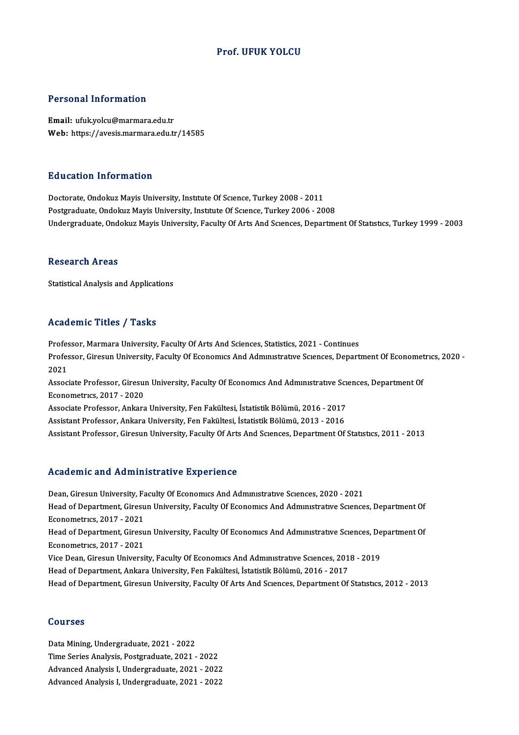# Prof. UFUK YOLCU

## Personal Information

**Email:** ufuk.yolcu@marmara.edu.tr
**Web:** https://avesis.marmara.edu.tr/14585

## Education Information

Doctorate, Ondokuz Mayis University, Institute Of Science, Turkey 2008 - 2011
Postgraduate, Ondokuz Mayis University, Institute Of Science, Turkey 2006 - 2008
Undergraduate, Ondokuz Mayis University, Faculty Of Arts And Sciences, Department Of Statistics, Turkey 1999 - 2003

## Research Areas

Statistical Analysis and Applications

## Academic Titles / Tasks

Professor, Marmara University, Faculty Of Arts And Sciences, Statistics, 2021 - Continues
Professor, Giresun University, Faculty Of Economics And Administrative Sciences, Department Of Econometrics, 2020 - 2021
Associate Professor, Giresun University, Faculty Of Economics And Administrative Sciences, Department Of Econometrics, 2017 - 2020
Associate Professor, Ankara University, Fen Fakültesi, İstatistik Bölümü, 2016 - 2017
Assistant Professor, Ankara University, Fen Fakültesi, İstatistik Bölümü, 2013 - 2016
Assistant Professor, Giresun University, Faculty Of Arts And Sciences, Department Of Statistics, 2011 - 2013

## Academic and Administrative Experience

Dean, Giresun University, Faculty Of Economics And Administrative Sciences, 2020 - 2021
Head of Department, Giresun University, Faculty Of Economics And Administrative Sciences, Department Of Econometrics, 2017 - 2021
Head of Department, Giresun University, Faculty Of Economics And Administrative Sciences, Department Of Econometrics, 2017 - 2021
Vice Dean, Giresun University, Faculty Of Economics And Administrative Sciences, 2018 - 2019
Head of Department, Ankara University, Fen Fakültesi, İstatistik Bölümü, 2016 - 2017
Head of Department, Giresun University, Faculty Of Arts And Sciences, Department Of Statistics, 2012 - 2013

## Courses

Data Mining, Undergraduate, 2021 - 2022
Time Series Analysis, Postgraduate, 2021 - 2022
Advanced Analysis I, Undergraduate, 2021 - 2022
Advanced Analysis I, Undergraduate, 2021 - 2022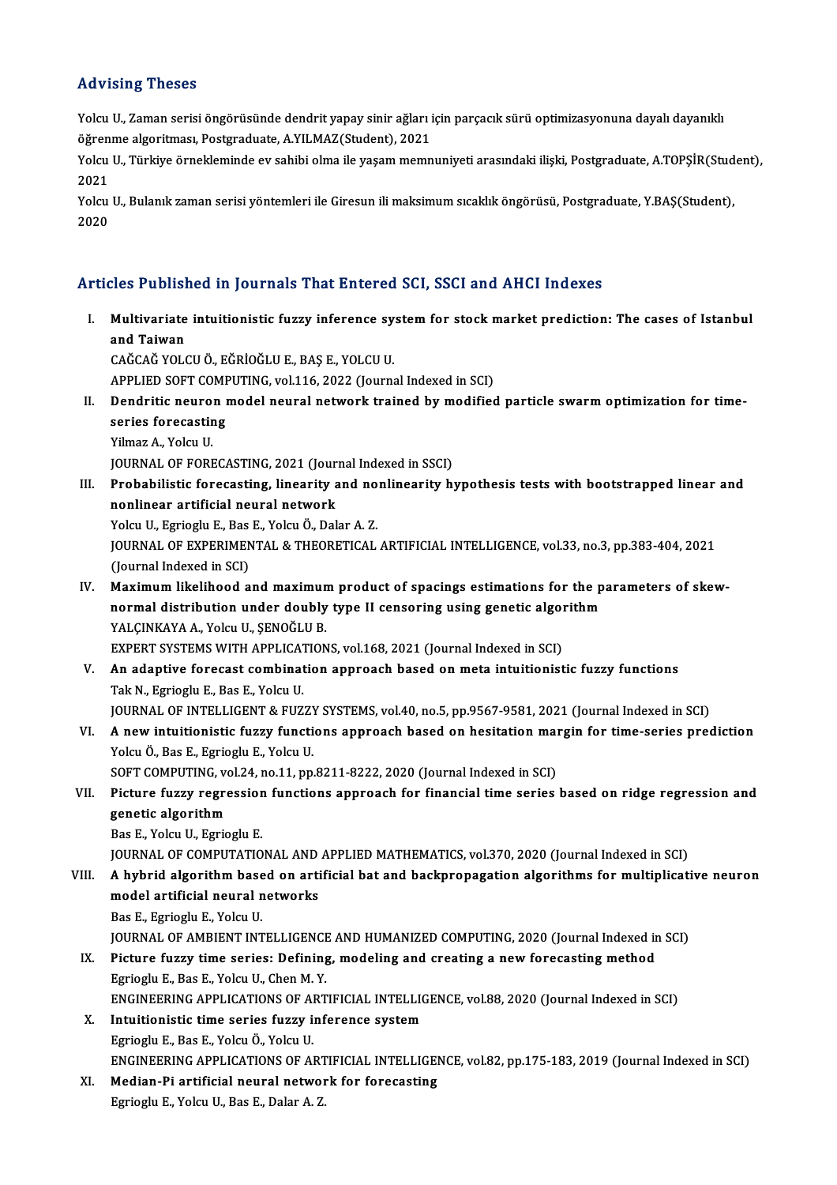## Advising Theses

Yolcu U., Zaman serisi öngörüsünde dendrit yapay sinir ağları için parçacık sürü optimizasyonuna dayalı dayanıklı öğrenme algoritması, Postgraduate, A.YILMAZ(Student), 2021

Yolcu U., Türkiye örnekleminde ev sahibi olma ile yaşam memnuniyeti arasındaki ilişki, Postgraduate, A.TOPŞİR(Student), 2021

Yolcu U., Bulanık zaman serisi yöntemleri ile Giresun ili maksimum sıcaklık öngörüsü, Postgraduate, Y.BAŞ(Student), 2020

## Articles Published in Journals That Entered SCI, SSCI and AHCI Indexes

I. **Multivariate intuitionistic fuzzy inference system for stock market prediction: The cases of Istanbul and Taiwan**
CAĞCAĞ YOLCU Ö., EĞRİOĞLU E., BAŞ E., YOLCU U.
APPLIED SOFT COMPUTING, vol.116, 2022 (Journal Indexed in SCI)

II. **Dendritic neuron model neural network trained by modified particle swarm optimization for time-series forecasting**
Yilmaz A., Yolcu U.
JOURNAL OF FORECASTING, 2021 (Journal Indexed in SSCI)

III. **Probabilistic forecasting, linearity and nonlinearity hypothesis tests with bootstrapped linear and nonlinear artificial neural network**
Yolcu U., Egrioglu E., Bas E., Yolcu Ö., Dalar A. Z.
JOURNAL OF EXPERIMENTAL & THEORETICAL ARTIFICIAL INTELLIGENCE, vol.33, no.3, pp.383-404, 2021 (Journal Indexed in SCI)

IV. **Maximum likelihood and maximum product of spacings estimations for the parameters of skew-normal distribution under doubly type II censoring using genetic algorithm**
YALÇINKAYA A., Yolcu U., ŞENOĞLU B.
EXPERT SYSTEMS WITH APPLICATIONS, vol.168, 2021 (Journal Indexed in SCI)

V. **An adaptive forecast combination approach based on meta intuitionistic fuzzy functions**
Tak N., Egrioglu E., Bas E., Yolcu U.
JOURNAL OF INTELLIGENT & FUZZY SYSTEMS, vol.40, no.5, pp.9567-9581, 2021 (Journal Indexed in SCI)

VI. **A new intuitionistic fuzzy functions approach based on hesitation margin for time-series prediction**
Yolcu Ö., Bas E., Egrioglu E., Yolcu U.
SOFT COMPUTING, vol.24, no.11, pp.8211-8222, 2020 (Journal Indexed in SCI)

VII. **Picture fuzzy regression functions approach for financial time series based on ridge regression and genetic algorithm**
Bas E., Yolcu U., Egrioglu E.
JOURNAL OF COMPUTATIONAL AND APPLIED MATHEMATICS, vol.370, 2020 (Journal Indexed in SCI)

VIII. **A hybrid algorithm based on artificial bat and backpropagation algorithms for multiplicative neuron model artificial neural networks**
Bas E., Egrioglu E., Yolcu U.
JOURNAL OF AMBIENT INTELLIGENCE AND HUMANIZED COMPUTING, 2020 (Journal Indexed in SCI)

IX. **Picture fuzzy time series: Defining, modeling and creating a new forecasting method**
Egrioglu E., Bas E., Yolcu U., Chen M. Y.
ENGINEERING APPLICATIONS OF ARTIFICIAL INTELLIGENCE, vol.88, 2020 (Journal Indexed in SCI)

X. **Intuitionistic time series fuzzy inference system**
Egrioglu E., Bas E., Yolcu Ö., Yolcu U.
ENGINEERING APPLICATIONS OF ARTIFICIAL INTELLIGENCE, vol.82, pp.175-183, 2019 (Journal Indexed in SCI)

XI. **Median-Pi artificial neural network for forecasting**
Egrioglu E., Yolcu U., Bas E., Dalar A. Z.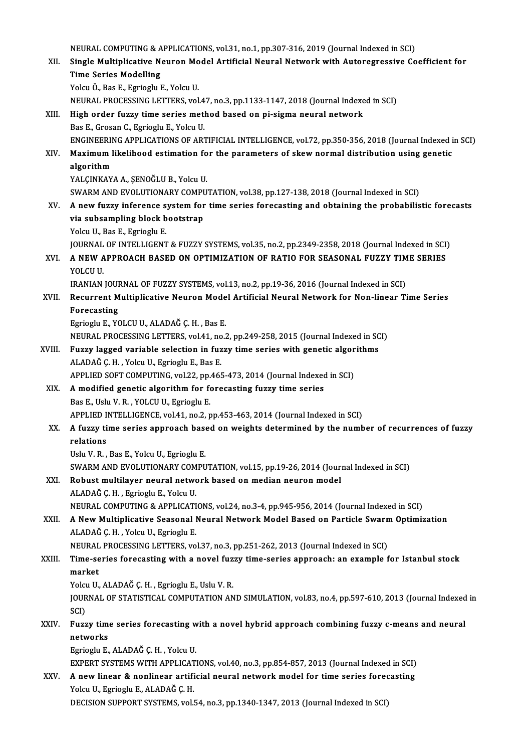NEURAL COMPUTING & APPLICATIONS, vol.31, no.1, pp.307-316, 2019 (Journal Indexed in SCI)

XII. **Single Multiplicative Neuron Model Artificial Neural Network with Autoregressive Coefficient for Time Series Modelling**
Yolcu Ö., Bas E., Egrioglu E., Yolcu U.
NEURAL PROCESSING LETTERS, vol.47, no.3, pp.1133-1147, 2018 (Journal Indexed in SCI)

XIII. **High order fuzzy time series method based on pi-sigma neural network**
Bas E., Grosan C., Egrioglu E., Yolcu U.
ENGINEERING APPLICATIONS OF ARTIFICIAL INTELLIGENCE, vol.72, pp.350-356, 2018 (Journal Indexed in SCI)

XIV. **Maximum likelihood estimation for the parameters of skew normal distribution using genetic algorithm**
YALÇINKAYA A., ŞENOĞLU B., Yolcu U.
SWARM AND EVOLUTIONARY COMPUTATION, vol.38, pp.127-138, 2018 (Journal Indexed in SCI)

XV. **A new fuzzy inference system for time series forecasting and obtaining the probabilistic forecasts via subsampling block bootstrap**
Yolcu U., Bas E., Egrioglu E.
JOURNAL OF INTELLIGENT & FUZZY SYSTEMS, vol.35, no.2, pp.2349-2358, 2018 (Journal Indexed in SCI)

XVI. **A NEW APPROACH BASED ON OPTIMIZATION OF RATIO FOR SEASONAL FUZZY TIME SERIES**
YOLCU U.
IRANIAN JOURNAL OF FUZZY SYSTEMS, vol.13, no.2, pp.19-36, 2016 (Journal Indexed in SCI)

XVII. **Recurrent Multiplicative Neuron Model Artificial Neural Network for Non-linear Time Series Forecasting**
Egrioglu E., YOLCU U., ALADAĞ Ç. H. , Bas E.
NEURAL PROCESSING LETTERS, vol.41, no.2, pp.249-258, 2015 (Journal Indexed in SCI)

XVIII. **Fuzzy lagged variable selection in fuzzy time series with genetic algorithms**
ALADAĞ Ç. H. , Yolcu U., Egrioglu E., Bas E.
APPLIED SOFT COMPUTING, vol.22, pp.465-473, 2014 (Journal Indexed in SCI)

XIX. **A modified genetic algorithm for forecasting fuzzy time series**
Bas E., Uslu V. R. , YOLCU U., Egrioglu E.
APPLIED INTELLIGENCE, vol.41, no.2, pp.453-463, 2014 (Journal Indexed in SCI)

XX. **A fuzzy time series approach based on weights determined by the number of recurrences of fuzzy relations**
Uslu V. R. , Bas E., Yolcu U., Egrioglu E.
SWARM AND EVOLUTIONARY COMPUTATION, vol.15, pp.19-26, 2014 (Journal Indexed in SCI)

XXI. **Robust multilayer neural network based on median neuron model**
ALADAĞ Ç. H. , Egrioglu E., Yolcu U.
NEURAL COMPUTING & APPLICATIONS, vol.24, no.3-4, pp.945-956, 2014 (Journal Indexed in SCI)

XXII. **A New Multiplicative Seasonal Neural Network Model Based on Particle Swarm Optimization**
ALADAĞ Ç. H. , Yolcu U., Egrioglu E.
NEURAL PROCESSING LETTERS, vol.37, no.3, pp.251-262, 2013 (Journal Indexed in SCI)

XXIII. **Time-series forecasting with a novel fuzzy time-series approach: an example for Istanbul stock market**
Yolcu U., ALADAĞ Ç. H. , Egrioglu E., Uslu V. R.
JOURNAL OF STATISTICAL COMPUTATION AND SIMULATION, vol.83, no.4, pp.597-610, 2013 (Journal Indexed in SCI)

XXIV. **Fuzzy time series forecasting with a novel hybrid approach combining fuzzy c-means and neural networks**
Egrioglu E., ALADAĞ Ç. H. , Yolcu U.
EXPERT SYSTEMS WITH APPLICATIONS, vol.40, no.3, pp.854-857, 2013 (Journal Indexed in SCI)

XXV. **A new linear & nonlinear artificial neural network model for time series forecasting**
Yolcu U., Egrioglu E., ALADAĞ Ç. H.
DECISION SUPPORT SYSTEMS, vol.54, no.3, pp.1340-1347, 2013 (Journal Indexed in SCI)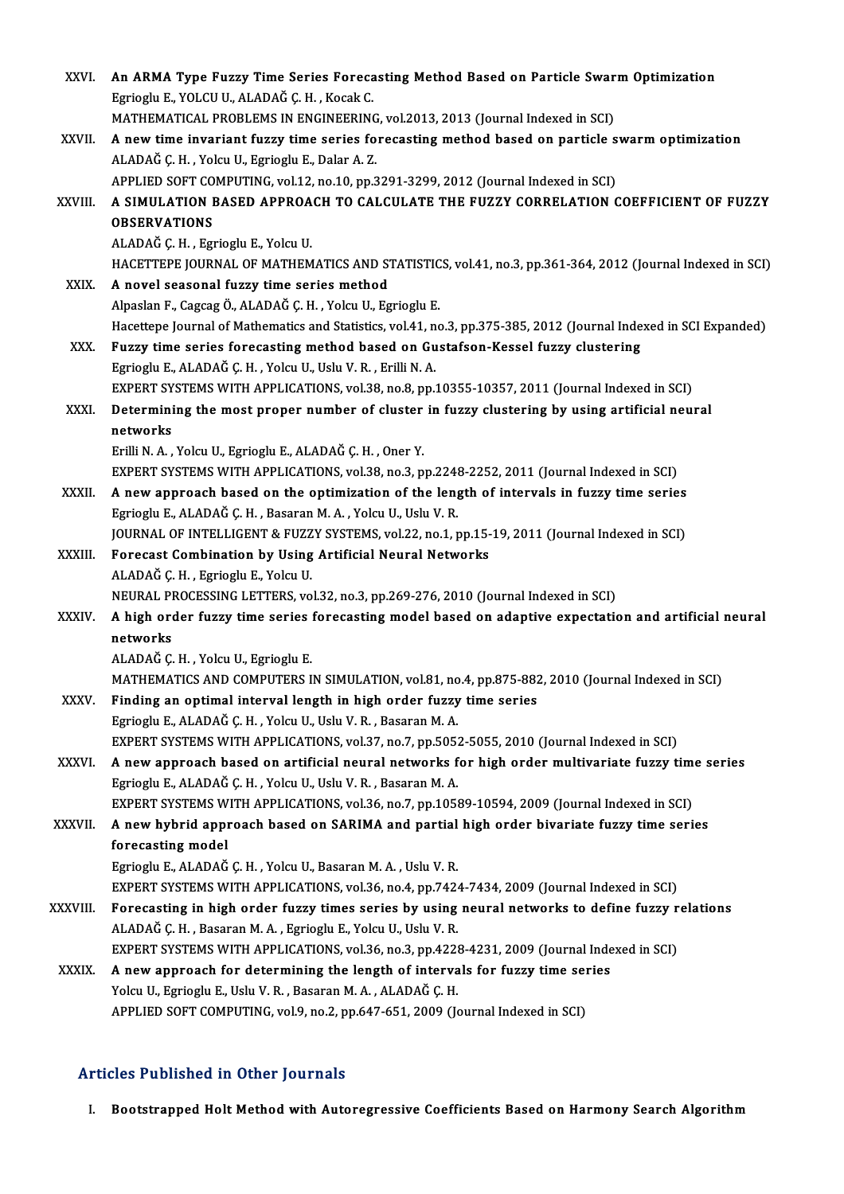XXVI. **An ARMA Type Fuzzy Time Series Forecasting Method Based on Particle Swarm Optimization**
Egrioglu E., YOLCU U., ALADAĞ Ç. H. , Kocak C.
MATHEMATICAL PROBLEMS IN ENGINEERING, vol.2013, 2013 (Journal Indexed in SCI)

XXVII. **A new time invariant fuzzy time series forecasting method based on particle swarm optimization**
ALADAĞ Ç. H. , Yolcu U., Egrioglu E., Dalar A. Z.
APPLIED SOFT COMPUTING, vol.12, no.10, pp.3291-3299, 2012 (Journal Indexed in SCI)

XXVIII. **A SIMULATION BASED APPROACH TO CALCULATE THE FUZZY CORRELATION COEFFICIENT OF FUZZY OBSERVATIONS**
ALADAĞ Ç. H. , Egrioglu E., Yolcu U.
HACETTEPE JOURNAL OF MATHEMATICS AND STATISTICS, vol.41, no.3, pp.361-364, 2012 (Journal Indexed in SCI)

XXIX. **A novel seasonal fuzzy time series method**
Alpaslan F., Cagcag Ö., ALADAĞ Ç. H. , Yolcu U., Egrioglu E.
Hacettepe Journal of Mathematics and Statistics, vol.41, no.3, pp.375-385, 2012 (Journal Indexed in SCI Expanded)

XXX. **Fuzzy time series forecasting method based on Gustafson-Kessel fuzzy clustering**
Egrioglu E., ALADAĞ Ç. H. , Yolcu U., Uslu V. R. , Erilli N. A.
EXPERT SYSTEMS WITH APPLICATIONS, vol.38, no.8, pp.10355-10357, 2011 (Journal Indexed in SCI)

XXXI. **Determining the most proper number of cluster in fuzzy clustering by using artificial neural networks**
Erilli N. A. , Yolcu U., Egrioglu E., ALADAĞ Ç. H. , Oner Y.
EXPERT SYSTEMS WITH APPLICATIONS, vol.38, no.3, pp.2248-2252, 2011 (Journal Indexed in SCI)

XXXII. **A new approach based on the optimization of the length of intervals in fuzzy time series**
Egrioglu E., ALADAĞ Ç. H. , Basaran M. A. , Yolcu U., Uslu V. R.
JOURNAL OF INTELLIGENT & FUZZY SYSTEMS, vol.22, no.1, pp.15-19, 2011 (Journal Indexed in SCI)

XXXIII. **Forecast Combination by Using Artificial Neural Networks**
ALADAĞ Ç. H. , Egrioglu E., Yolcu U.
NEURAL PROCESSING LETTERS, vol.32, no.3, pp.269-276, 2010 (Journal Indexed in SCI)

XXXIV. **A high order fuzzy time series forecasting model based on adaptive expectation and artificial neural networks**
ALADAĞ Ç. H. , Yolcu U., Egrioglu E.
MATHEMATICS AND COMPUTERS IN SIMULATION, vol.81, no.4, pp.875-882, 2010 (Journal Indexed in SCI)

XXXV. **Finding an optimal interval length in high order fuzzy time series**
Egrioglu E., ALADAĞ Ç. H. , Yolcu U., Uslu V. R. , Basaran M. A.
EXPERT SYSTEMS WITH APPLICATIONS, vol.37, no.7, pp.5052-5055, 2010 (Journal Indexed in SCI)

XXXVI. **A new approach based on artificial neural networks for high order multivariate fuzzy time series**
Egrioglu E., ALADAĞ Ç. H. , Yolcu U., Uslu V. R. , Basaran M. A.
EXPERT SYSTEMS WITH APPLICATIONS, vol.36, no.7, pp.10589-10594, 2009 (Journal Indexed in SCI)

XXXVII. **A new hybrid approach based on SARIMA and partial high order bivariate fuzzy time series forecasting model**
Egrioglu E., ALADAĞ Ç. H. , Yolcu U., Basaran M. A. , Uslu V. R.
EXPERT SYSTEMS WITH APPLICATIONS, vol.36, no.4, pp.7424-7434, 2009 (Journal Indexed in SCI)

XXXVIII. **Forecasting in high order fuzzy times series by using neural networks to define fuzzy relations**
ALADAĞ Ç. H. , Basaran M. A. , Egrioglu E., Yolcu U., Uslu V. R.
EXPERT SYSTEMS WITH APPLICATIONS, vol.36, no.3, pp.4228-4231, 2009 (Journal Indexed in SCI)

XXXIX. **A new approach for determining the length of intervals for fuzzy time series**
Yolcu U., Egrioglu E., Uslu V. R. , Basaran M. A. , ALADAĞ Ç. H.
APPLIED SOFT COMPUTING, vol.9, no.2, pp.647-651, 2009 (Journal Indexed in SCI)

## Articles Published in Other Journals

I. **Bootstrapped Holt Method with Autoregressive Coefficients Based on Harmony Search Algorithm**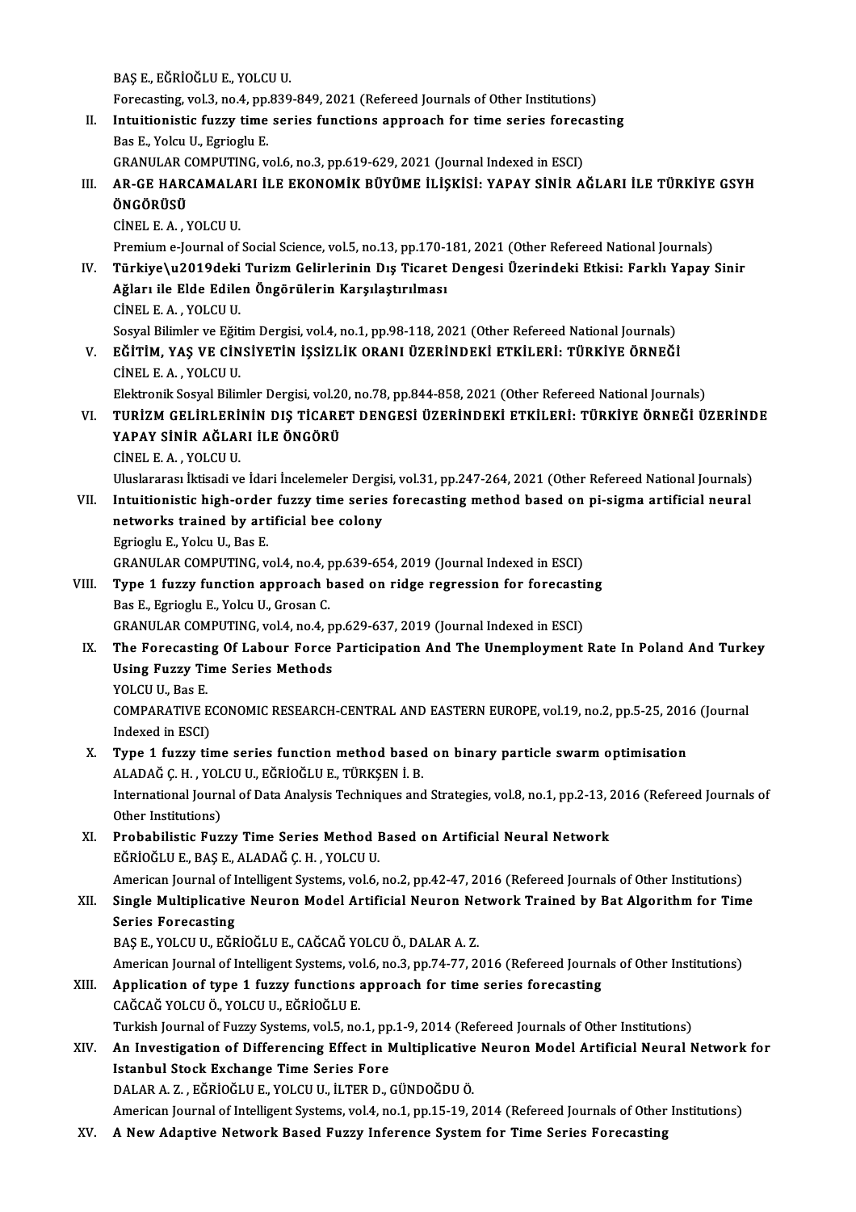BAŞ E., EĞRİOĞLU E., YOLCU U.
Forecasting, vol.3, no.4, pp.839-849, 2021 (Refereed Journals of Other Institutions)

II. **Intuitionistic fuzzy time series functions approach for time series forecasting**
Bas E., Yolcu U., Egrioglu E.
GRANULAR COMPUTING, vol.6, no.3, pp.619-629, 2021 (Journal Indexed in ESCI)

III. **AR-GE HARCAMALARI İLE EKONOMİK BÜYÜME İLİŞKİSİ: YAPAY SİNİR AĞLARI İLE TÜRKİYE GSYH ÖNGÖRÜSÜ**
CİNEL E. A. , YOLCU U.
Premium e-Journal of Social Science, vol.5, no.13, pp.170-181, 2021 (Other Refereed National Journals)

IV. **Türkiye\u2019deki Turizm Gelirlerinin Dış Ticaret Dengesi Üzerindeki Etkisi: Farklı Yapay Sinir Ağları ile Elde Edilen Öngörülerin Karşılaştırılması**
CİNEL E. A. , YOLCU U.
Sosyal Bilimler ve Eğitim Dergisi, vol.4, no.1, pp.98-118, 2021 (Other Refereed National Journals)

V. **EĞİTİM, YAŞ VE CİNSİYETİN İŞSİZLİK ORANI ÜZERİNDEKİ ETKİLERİ: TÜRKİYE ÖRNEĞİ**
CİNEL E. A. , YOLCU U.
Elektronik Sosyal Bilimler Dergisi, vol.20, no.78, pp.844-858, 2021 (Other Refereed National Journals)

VI. **TURİZM GELİRLERİNİN DIŞ TİCARET DENGESİ ÜZERİNDEKİ ETKİLERİ: TÜRKİYE ÖRNEĞİ ÜZERİNDE YAPAY SİNİR AĞLARI İLE ÖNGÖRÜ**
CİNEL E. A. , YOLCU U.
Uluslararası İktisadi ve İdari İncelemeler Dergisi, vol.31, pp.247-264, 2021 (Other Refereed National Journals)

VII. **Intuitionistic high-order fuzzy time series forecasting method based on pi-sigma artificial neural networks trained by artificial bee colony**
Egrioglu E., Yolcu U., Bas E.
GRANULAR COMPUTING, vol.4, no.4, pp.639-654, 2019 (Journal Indexed in ESCI)

VIII. **Type 1 fuzzy function approach based on ridge regression for forecasting**
Bas E., Egrioglu E., Yolcu U., Grosan C.
GRANULAR COMPUTING, vol.4, no.4, pp.629-637, 2019 (Journal Indexed in ESCI)

IX. **The Forecasting Of Labour Force Participation And The Unemployment Rate In Poland And Turkey Using Fuzzy Time Series Methods**
YOLCU U., Bas E.
COMPARATIVE ECONOMIC RESEARCH-CENTRAL AND EASTERN EUROPE, vol.19, no.2, pp.5-25, 2016 (Journal Indexed in ESCI)

X. **Type 1 fuzzy time series function method based on binary particle swarm optimisation**
ALADAĞ Ç. H. , YOLCU U., EĞRİOĞLU E., TÜRKŞEN İ. B.
International Journal of Data Analysis Techniques and Strategies, vol.8, no.1, pp.2-13, 2016 (Refereed Journals of Other Institutions)

XI. **Probabilistic Fuzzy Time Series Method Based on Artificial Neural Network**
EĞRİOĞLU E., BAŞ E., ALADAĞ Ç. H. , YOLCU U.
American Journal of Intelligent Systems, vol.6, no.2, pp.42-47, 2016 (Refereed Journals of Other Institutions)

XII. **Single Multiplicative Neuron Model Artificial Neuron Network Trained by Bat Algorithm for Time Series Forecasting**
BAŞ E., YOLCU U., EĞRİOĞLU E., CAĞCAĞ YOLCU Ö., DALAR A. Z.
American Journal of Intelligent Systems, vol.6, no.3, pp.74-77, 2016 (Refereed Journals of Other Institutions)

XIII. **Application of type 1 fuzzy functions approach for time series forecasting**
CAĞCAĞ YOLCU Ö., YOLCU U., EĞRİOĞLU E.
Turkish Journal of Fuzzy Systems, vol.5, no.1, pp.1-9, 2014 (Refereed Journals of Other Institutions)

XIV. **An Investigation of Differencing Effect in Multiplicative Neuron Model Artificial Neural Network for Istanbul Stock Exchange Time Series Fore**
DALAR A. Z. , EĞRİOĞLU E., YOLCU U., İLTER D., GÜNDOĞDU Ö.
American Journal of Intelligent Systems, vol.4, no.1, pp.15-19, 2014 (Refereed Journals of Other Institutions)

XV. **A New Adaptive Network Based Fuzzy Inference System for Time Series Forecasting**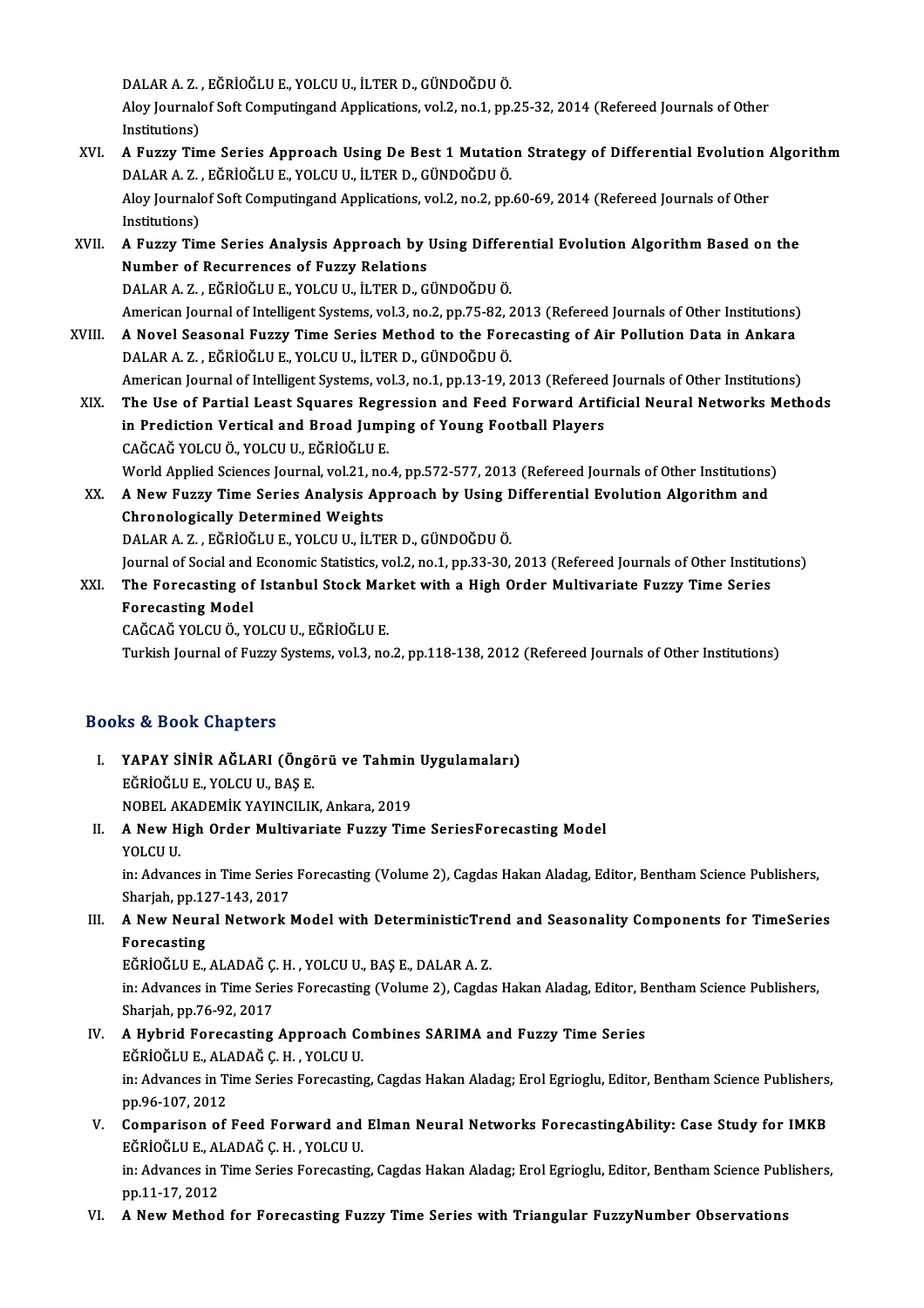DALAR A. Z. , EĞRİOĞLU E., YOLCU U., İLTER D., GÜNDOĞDU Ö.
Aloy Journalof Soft Computingand Applications, vol.2, no.1, pp.25-32, 2014 (Refereed Journals of Other Institutions)

XVI. **A Fuzzy Time Series Approach Using De Best 1 Mutation Strategy of Differential Evolution Algorithm**
DALAR A. Z. , EĞRİOĞLU E., YOLCU U., İLTER D., GÜNDOĞDU Ö.
Aloy Journalof Soft Computingand Applications, vol.2, no.2, pp.60-69, 2014 (Refereed Journals of Other Institutions)

XVII. **A Fuzzy Time Series Analysis Approach by Using Differential Evolution Algorithm Based on the Number of Recurrences of Fuzzy Relations**
DALAR A. Z. , EĞRİOĞLU E., YOLCU U., İLTER D., GÜNDOĞDU Ö.
American Journal of Intelligent Systems, vol.3, no.2, pp.75-82, 2013 (Refereed Journals of Other Institutions)

XVIII. **A Novel Seasonal Fuzzy Time Series Method to the Forecasting of Air Pollution Data in Ankara**
DALAR A. Z. , EĞRİOĞLU E., YOLCU U., İLTER D., GÜNDOĞDU Ö.
American Journal of Intelligent Systems, vol.3, no.1, pp.13-19, 2013 (Refereed Journals of Other Institutions)

XIX. **The Use of Partial Least Squares Regression and Feed Forward Artificial Neural Networks Methods in Prediction Vertical and Broad Jumping of Young Football Players**
CAĞCAĞ YOLCU Ö., YOLCU U., EĞRİOĞLU E.
World Applied Sciences Journal, vol.21, no.4, pp.572-577, 2013 (Refereed Journals of Other Institutions)

XX. **A New Fuzzy Time Series Analysis Approach by Using Differential Evolution Algorithm and Chronologically Determined Weights**
DALAR A. Z. , EĞRİOĞLU E., YOLCU U., İLTER D., GÜNDOĞDU Ö.
Journal of Social and Economic Statistics, vol.2, no.1, pp.33-30, 2013 (Refereed Journals of Other Institutions)

XXI. **The Forecasting of Istanbul Stock Market with a High Order Multivariate Fuzzy Time Series Forecasting Model**
CAĞCAĞ YOLCU Ö., YOLCU U., EĞRİOĞLU E.
Turkish Journal of Fuzzy Systems, vol.3, no.2, pp.118-138, 2012 (Refereed Journals of Other Institutions)

## Books & Book Chapters

I. **YAPAY SİNİR AĞLARI (Öngörü ve Tahmin Uygulamaları)**
EĞRİOĞLU E., YOLCU U., BAŞ E.
NOBEL AKADEMİK YAYINCILIK, Ankara, 2019

II. **A New High Order Multivariate Fuzzy Time SeriesForecasting Model**
YOLCU U.
in: Advances in Time Series Forecasting (Volume 2), Cagdas Hakan Aladag, Editor, Bentham Science Publishers, Sharjah, pp.127-143, 2017

III. **A New Neural Network Model with DeterministicTrend and Seasonality Components for TimeSeries Forecasting**
EĞRİOĞLU E., ALADAĞ Ç. H. , YOLCU U., BAŞ E., DALAR A. Z.
in: Advances in Time Series Forecasting (Volume 2), Cagdas Hakan Aladag, Editor, Bentham Science Publishers, Sharjah, pp.76-92, 2017

IV. **A Hybrid Forecasting Approach Combines SARIMA and Fuzzy Time Series**
EĞRİOĞLU E., ALADAĞ Ç. H. , YOLCU U.
in: Advances in Time Series Forecasting, Cagdas Hakan Aladag; Erol Egrioglu, Editor, Bentham Science Publishers, pp.96-107, 2012

V. **Comparison of Feed Forward and Elman Neural Networks ForecastingAbility: Case Study for IMKB**
EĞRİOĞLU E., ALADAĞ Ç. H. , YOLCU U.
in: Advances in Time Series Forecasting, Cagdas Hakan Aladag; Erol Egrioglu, Editor, Bentham Science Publishers, pp.11-17, 2012

VI. **A New Method for Forecasting Fuzzy Time Series with Triangular FuzzyNumber Observations**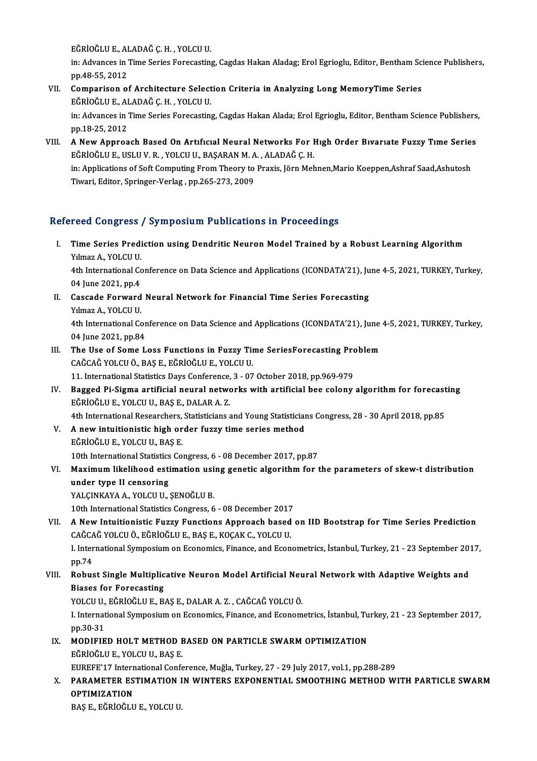EĞRİOĞLU E., ALADAĞ Ç. H. , YOLCU U.
in: Advances in Time Series Forecasting, Cagdas Hakan Aladag; Erol Egrioglu, Editor, Bentham Science Publishers, pp.48-55, 2012

VII. **Comparison of Architecture Selection Criteria in Analyzing Long MemoryTime Series**
EĞRİOĞLU E., ALADAĞ Ç. H. , YOLCU U.
in: Advances in Time Series Forecasting, Cagdas Hakan Alada; Erol Egrioglu, Editor, Bentham Science Publishers, pp.18-25, 2012

VIII. **A New Approach Based On Artıfıcıal Neural Networks For Hıgh Order Bıvarıate Fuzzy Tıme Series**
EĞRİOĞLU E., USLU V. R. , YOLCU U., BAŞARAN M. A. , ALADAĞ Ç. H.
in: Applications of Soft Computing From Theory to Praxis, Jörn Mehnen,Mario Koeppen,Ashraf Saad,Ashutosh Tiwari, Editor, Springer-Verlag , pp.265-273, 2009

## Refereed Congress / Symposium Publications in Proceedings

I. **Time Series Prediction using Dendritic Neuron Model Trained by a Robust Learning Algorithm**
Yılmaz A., YOLCU U.
4th International Conference on Data Science and Applications (ICONDATA'21), June 4-5, 2021, TURKEY, Turkey, 04 June 2021, pp.4

II. **Cascade Forward Neural Network for Financial Time Series Forecasting**
Yılmaz A., YOLCU U.
4th International Conference on Data Science and Applications (ICONDATA'21), June 4-5, 2021, TURKEY, Turkey, 04 June 2021, pp.84

III. **The Use of Some Loss Functions in Fuzzy Time SeriesForecasting Problem**
CAĞCAĞ YOLCU Ö., BAŞ E., EĞRİOĞLU E., YOLCU U.
11. International Statistics Days Conference, 3 - 07 October 2018, pp.969-979

IV. **Bagged Pi-Sigma artificial neural networks with artificial bee colony algorithm for forecasting**
EĞRİOĞLU E., YOLCU U., BAŞ E., DALAR A. Z.
4th International Researchers, Statisticians and Young Statisticians Congress, 28 - 30 April 2018, pp.85

V. **A new intuitionistic high order fuzzy time series method**
EĞRİOĞLU E., YOLCU U., BAŞ E.
10th International Statistics Congress, 6 - 08 December 2017, pp.87

VI. **Maximum likelihood estimation using genetic algorithm for the parameters of skew-t distribution under type II censoring**
YALÇINKAYA A., YOLCU U., ŞENOĞLU B.
10th International Statistics Congress, 6 - 08 December 2017

VII. **A New Intuitionistic Fuzzy Functions Approach based on IID Bootstrap for Time Series Prediction**
CAĞCAĞ YOLCU Ö., EĞRİOĞLU E., BAŞ E., KOÇAK C., YOLCU U.
I. International Symposium on Economics, Finance, and Econometrics, İstanbul, Turkey, 21 - 23 September 2017, pp.74

VIII. **Robust Single Multiplicative Neuron Model Artificial Neural Network with Adaptive Weights and Biases for Forecasting**
YOLCU U., EĞRİOĞLU E., BAŞ E., DALAR A. Z. , CAĞCAĞ YOLCU Ö.
I. International Symposium on Economics, Finance, and Econometrics, İstanbul, Turkey, 21 - 23 September 2017, pp.30-31

IX. **MODIFIED HOLT METHOD BASED ON PARTICLE SWARM OPTIMIZATION**
EĞRİOĞLU E., YOLCU U., BAŞ E.
EUREFE'17 International Conference, Muğla, Turkey, 27 - 29 July 2017, vol.1, pp.288-289

X. **PARAMETER ESTIMATION IN WINTERS EXPONENTIAL SMOOTHING METHOD WITH PARTICLE SWARM OPTIMIZATION**
BAŞ E., EĞRİOĞLU E., YOLCU U.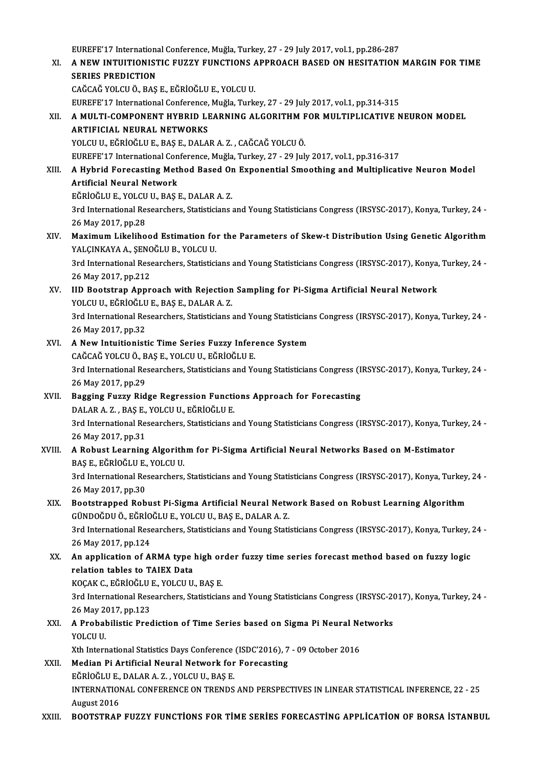EUREFE'17 International Conference, Muğla, Turkey, 27 - 29 July 2017, vol.1, pp.286-287

XI. **A NEW INTUITIONISTIC FUZZY FUNCTIONS APPROACH BASED ON HESITATION MARGIN FOR TIME SERIES PREDICTION**
CAĞCAĞ YOLCU Ö., BAŞ E., EĞRİOĞLU E., YOLCU U.
EUREFE'17 International Conference, Muğla, Turkey, 27 - 29 July 2017, vol.1, pp.314-315

XII. **A MULTI-COMPONENT HYBRID LEARNING ALGORITHM FOR MULTIPLICATIVE NEURON MODEL ARTIFICIAL NEURAL NETWORKS**
YOLCU U., EĞRİOĞLU E., BAŞ E., DALAR A. Z. , CAĞCAĞ YOLCU Ö.
EUREFE'17 International Conference, Muğla, Turkey, 27 - 29 July 2017, vol.1, pp.316-317

XIII. **A Hybrid Forecasting Method Based On Exponential Smoothing and Multiplicative Neuron Model Artificial Neural Network**
EĞRİOĞLU E., YOLCU U., BAŞ E., DALAR A. Z.
3rd International Researchers, Statisticians and Young Statisticians Congress (IRSYSC-2017), Konya, Turkey, 24 - 26 May 2017, pp.28

XIV. **Maximum Likelihood Estimation for the Parameters of Skew-t Distribution Using Genetic Algorithm**
YALÇINKAYA A., ŞENOĞLU B., YOLCU U.
3rd International Researchers, Statisticians and Young Statisticians Congress (IRSYSC-2017), Konya, Turkey, 24 - 26 May 2017, pp.212

XV. **IID Bootstrap Approach with Rejection Sampling for Pi-Sigma Artificial Neural Network**
YOLCU U., EĞRİOĞLU E., BAŞ E., DALAR A. Z.
3rd International Researchers, Statisticians and Young Statisticians Congress (IRSYSC-2017), Konya, Turkey, 24 - 26 May 2017, pp.32

XVI. **A New Intuitionistic Time Series Fuzzy Inference System**
CAĞCAĞ YOLCU Ö., BAŞ E., YOLCU U., EĞRİOĞLU E.
3rd International Researchers, Statisticians and Young Statisticians Congress (IRSYSC-2017), Konya, Turkey, 24 - 26 May 2017, pp.29

XVII. **Bagging Fuzzy Ridge Regression Functions Approach for Forecasting**
DALAR A. Z. , BAŞ E., YOLCU U., EĞRİOĞLU E.
3rd International Researchers, Statisticians and Young Statisticians Congress (IRSYSC-2017), Konya, Turkey, 24 - 26 May 2017, pp.31

XVIII. **A Robust Learning Algorithm for Pi-Sigma Artificial Neural Networks Based on M-Estimator**
BAŞ E., EĞRİOĞLU E., YOLCU U.
3rd International Researchers, Statisticians and Young Statisticians Congress (IRSYSC-2017), Konya, Turkey, 24 - 26 May 2017, pp.30

XIX. **Bootstrapped Robust Pi-Sigma Artificial Neural Network Based on Robust Learning Algorithm**
GÜNDOĞDU Ö., EĞRİOĞLU E., YOLCU U., BAŞ E., DALAR A. Z.
3rd International Researchers, Statisticians and Young Statisticians Congress (IRSYSC-2017), Konya, Turkey, 24 - 26 May 2017, pp.124

XX. **An application of ARMA type high order fuzzy time series forecast method based on fuzzy logic relation tables to TAIEX Data**
KOÇAK C., EĞRİOĞLU E., YOLCU U., BAŞ E.
3rd International Researchers, Statisticians and Young Statisticians Congress (IRSYSC-2017), Konya, Turkey, 24 - 26 May 2017, pp.123

XXI. **A Probabilistic Prediction of Time Series based on Sigma Pi Neural Networks**
YOLCU U.
Xth International Statistics Days Conference (ISDC'2016), 7 - 09 October 2016

XXII. **Median Pi Artificial Neural Network for Forecasting**
EĞRİOĞLU E., DALAR A. Z. , YOLCU U., BAŞ E.
INTERNATIONAL CONFERENCE ON TRENDS AND PERSPECTIVES IN LINEAR STATISTICAL INFERENCE, 22 - 25 August 2016

XXIII. **BOOTSTRAP FUZZY FUNCTİONS FOR TİME SERİES FORECASTİNG APPLİCATİON OF BORSA İSTANBUL**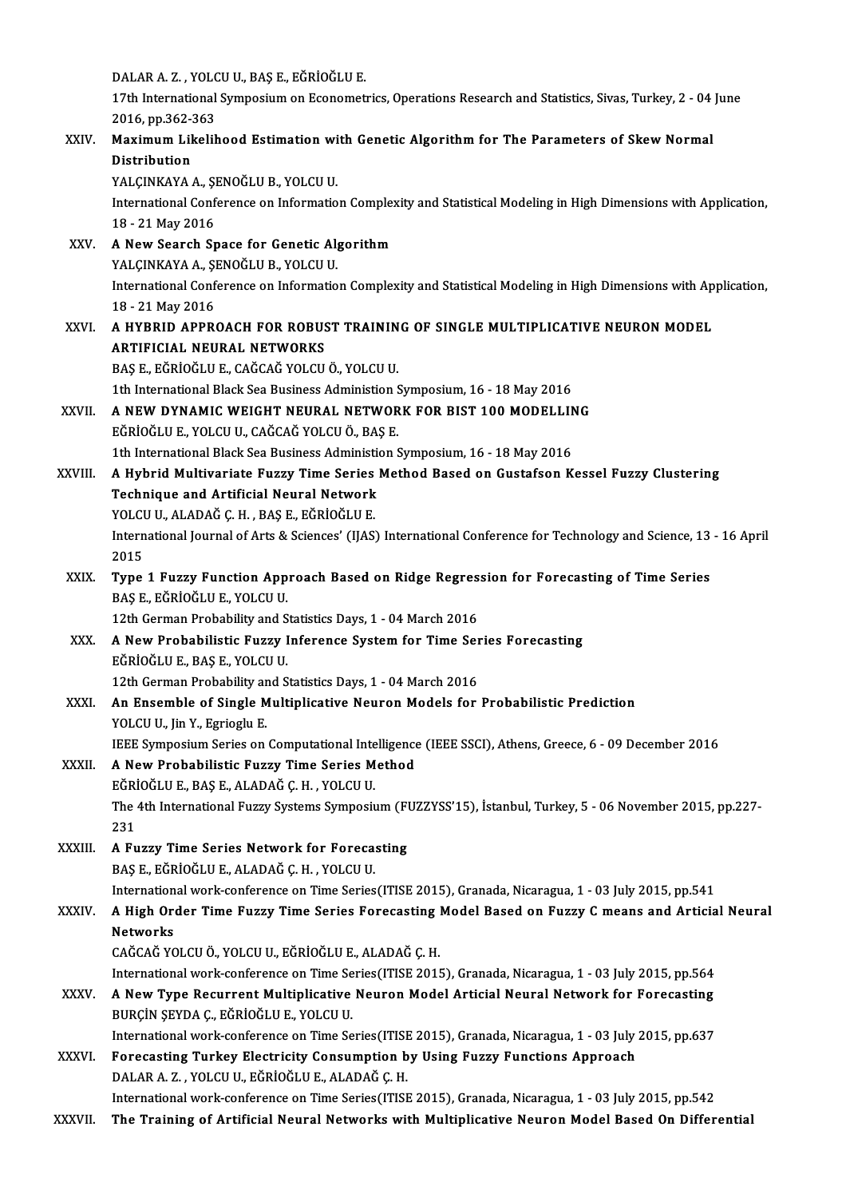DALAR A. Z. , YOLCU U., BAŞ E., EĞRİOĞLU E.
17th International Symposium on Econometrics, Operations Research and Statistics, Sivas, Turkey, 2 - 04 June 2016, pp.362-363

XXIV. **Maximum Likelihood Estimation with Genetic Algorithm for The Parameters of Skew Normal Distribution**
YALÇINKAYA A., ŞENOĞLU B., YOLCU U.
International Conference on Information Complexity and Statistical Modeling in High Dimensions with Application, 18 - 21 May 2016

XXV. **A New Search Space for Genetic Algorithm**
YALÇINKAYA A., ŞENOĞLU B., YOLCU U.
International Conference on Information Complexity and Statistical Modeling in High Dimensions with Application, 18 - 21 May 2016

XXVI. **A HYBRID APPROACH FOR ROBUST TRAINING OF SINGLE MULTIPLICATIVE NEURON MODEL ARTIFICIAL NEURAL NETWORKS**
BAŞ E., EĞRİOĞLU E., CAĞCAĞ YOLCU Ö., YOLCU U.
1th International Black Sea Business Administion Symposium, 16 - 18 May 2016

XXVII. **A NEW DYNAMIC WEIGHT NEURAL NETWORK FOR BIST 100 MODELLING**
EĞRİOĞLU E., YOLCU U., CAĞCAĞ YOLCU Ö., BAŞ E.
1th International Black Sea Business Administion Symposium, 16 - 18 May 2016

XXVIII. **A Hybrid Multivariate Fuzzy Time Series Method Based on Gustafson Kessel Fuzzy Clustering Technique and Artificial Neural Network**
YOLCU U., ALADAĞ Ç. H. , BAŞ E., EĞRİOĞLU E.
International Journal of Arts & Sciences' (IJAS) International Conference for Technology and Science, 13 - 16 April 2015

XXIX. **Type 1 Fuzzy Function Approach Based on Ridge Regression for Forecasting of Time Series**
BAŞ E., EĞRİOĞLU E., YOLCU U.
12th German Probability and Statistics Days, 1 - 04 March 2016

XXX. **A New Probabilistic Fuzzy Inference System for Time Series Forecasting**
EĞRİOĞLU E., BAŞ E., YOLCU U.
12th German Probability and Statistics Days, 1 - 04 March 2016

XXXI. **An Ensemble of Single Multiplicative Neuron Models for Probabilistic Prediction**
YOLCU U., Jin Y., Egrioglu E.
IEEE Symposium Series on Computational Intelligence (IEEE SSCI), Athens, Greece, 6 - 09 December 2016

XXXII. **A New Probabilistic Fuzzy Time Series Method**
EĞRİOĞLU E., BAŞ E., ALADAĞ Ç. H. , YOLCU U.
The 4th International Fuzzy Systems Symposium (FUZZYSS'15), İstanbul, Turkey, 5 - 06 November 2015, pp.227-231

XXXIII. **A Fuzzy Time Series Network for Forecasting**
BAŞ E., EĞRİOĞLU E., ALADAĞ Ç. H. , YOLCU U.
International work-conference on Time Series(ITISE 2015), Granada, Nicaragua, 1 - 03 July 2015, pp.541

XXXIV. **A High Order Time Fuzzy Time Series Forecasting Model Based on Fuzzy C means and Articial Neural Networks**
CAĞCAĞ YOLCU Ö., YOLCU U., EĞRİOĞLU E., ALADAĞ Ç. H.
International work-conference on Time Series(ITISE 2015), Granada, Nicaragua, 1 - 03 July 2015, pp.564

XXXV. **A New Type Recurrent Multiplicative Neuron Model Articial Neural Network for Forecasting**
BURÇİN ŞEYDA Ç., EĞRİOĞLU E., YOLCU U.
International work-conference on Time Series(ITISE 2015), Granada, Nicaragua, 1 - 03 July 2015, pp.637

XXXVI. **Forecasting Turkey Electricity Consumption by Using Fuzzy Functions Approach**
DALAR A. Z. , YOLCU U., EĞRİOĞLU E., ALADAĞ Ç. H.
International work-conference on Time Series(ITISE 2015), Granada, Nicaragua, 1 - 03 July 2015, pp.542

XXXVII. **The Training of Artificial Neural Networks with Multiplicative Neuron Model Based On Differential**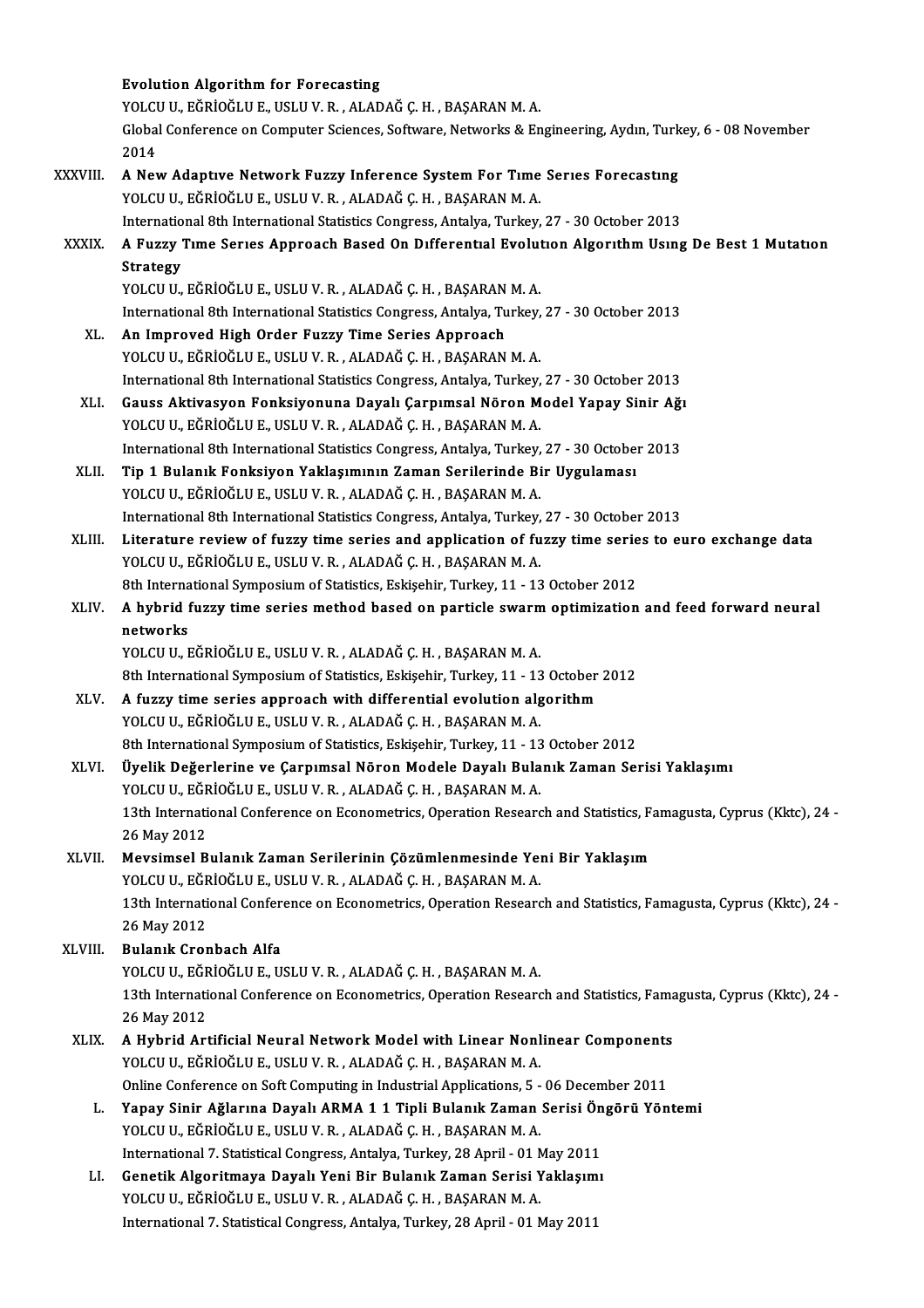Evolution Algorithm for Forecasting
YOLCU U., EĞRİOĞLU E., USLU V. R. , ALADAĞ Ç. H. , BAŞARAN M. A.
Global Conference on Computer Sciences, Software, Networks & Engineering, Aydın, Turkey, 6 - 08 November 2014

XXXVIII. **A New Adaptıve Network Fuzzy Inference System For Tıme Serıes Forecastıng**
YOLCU U., EĞRİOĞLU E., USLU V. R. , ALADAĞ Ç. H. , BAŞARAN M. A.
International 8th International Statistics Congress, Antalya, Turkey, 27 - 30 October 2013

XXXIX. **A Fuzzy Tıme Serıes Approach Based On Dıfferentıal Evolutıon Algorıthm Usıng De Best 1 Mutatıon Strategy**
YOLCU U., EĞRİOĞLU E., USLU V. R. , ALADAĞ Ç. H. , BAŞARAN M. A.
International 8th International Statistics Congress, Antalya, Turkey, 27 - 30 October 2013

XL. **An Improved High Order Fuzzy Time Series Approach**
YOLCU U., EĞRİOĞLU E., USLU V. R. , ALADAĞ Ç. H. , BAŞARAN M. A.
International 8th International Statistics Congress, Antalya, Turkey, 27 - 30 October 2013

XLI. **Gauss Aktivasyon Fonksiyonuna Dayalı Çarpımsal Nöron Model Yapay Sinir Ağı**
YOLCU U., EĞRİOĞLU E., USLU V. R. , ALADAĞ Ç. H. , BAŞARAN M. A.
International 8th International Statistics Congress, Antalya, Turkey, 27 - 30 October 2013

XLII. **Tip 1 Bulanık Fonksiyon Yaklaşımının Zaman Serilerinde Bir Uygulaması**
YOLCU U., EĞRİOĞLU E., USLU V. R. , ALADAĞ Ç. H. , BAŞARAN M. A.
International 8th International Statistics Congress, Antalya, Turkey, 27 - 30 October 2013

XLIII. **Literature review of fuzzy time series and application of fuzzy time series to euro exchange data**
YOLCU U., EĞRİOĞLU E., USLU V. R. , ALADAĞ Ç. H. , BAŞARAN M. A.
8th International Symposium of Statistics, Eskişehir, Turkey, 11 - 13 October 2012

XLIV. **A hybrid fuzzy time series method based on particle swarm optimization and feed forward neural networks**
YOLCU U., EĞRİOĞLU E., USLU V. R. , ALADAĞ Ç. H. , BAŞARAN M. A.
8th International Symposium of Statistics, Eskişehir, Turkey, 11 - 13 October 2012

XLV. **A fuzzy time series approach with differential evolution algorithm**
YOLCU U., EĞRİOĞLU E., USLU V. R. , ALADAĞ Ç. H. , BAŞARAN M. A.
8th International Symposium of Statistics, Eskişehir, Turkey, 11 - 13 October 2012

XLVI. **Üyelik Değerlerine ve Çarpımsal Nöron Modele Dayalı Bulanık Zaman Serisi Yaklaşımı**
YOLCU U., EĞRİOĞLU E., USLU V. R. , ALADAĞ Ç. H. , BAŞARAN M. A.
13th International Conference on Econometrics, Operation Research and Statistics, Famagusta, Cyprus (Kktc), 24 - 26 May 2012

XLVII. **Mevsimsel Bulanık Zaman Serilerinin Çözümlenmesinde Yeni Bir Yaklaşım**
YOLCU U., EĞRİOĞLU E., USLU V. R. , ALADAĞ Ç. H. , BAŞARAN M. A.
13th International Conference on Econometrics, Operation Research and Statistics, Famagusta, Cyprus (Kktc), 24 - 26 May 2012

XLVIII. **Bulanık Cronbach Alfa**
YOLCU U., EĞRİOĞLU E., USLU V. R. , ALADAĞ Ç. H. , BAŞARAN M. A.
13th International Conference on Econometrics, Operation Research and Statistics, Famagusta, Cyprus (Kktc), 24 - 26 May 2012

XLIX. **A Hybrid Artificial Neural Network Model with Linear Nonlinear Components**
YOLCU U., EĞRİOĞLU E., USLU V. R. , ALADAĞ Ç. H. , BAŞARAN M. A.
Online Conference on Soft Computing in Industrial Applications, 5 - 06 December 2011

L. **Yapay Sinir Ağlarına Dayalı ARMA 1 1 Tipli Bulanık Zaman Serisi Öngörü Yöntemi**
YOLCU U., EĞRİOĞLU E., USLU V. R. , ALADAĞ Ç. H. , BAŞARAN M. A.
International 7. Statistical Congress, Antalya, Turkey, 28 April - 01 May 2011

LI. **Genetik Algoritmaya Dayalı Yeni Bir Bulanık Zaman Serisi Yaklaşımı**
YOLCU U., EĞRİOĞLU E., USLU V. R. , ALADAĞ Ç. H. , BAŞARAN M. A.
International 7. Statistical Congress, Antalya, Turkey, 28 April - 01 May 2011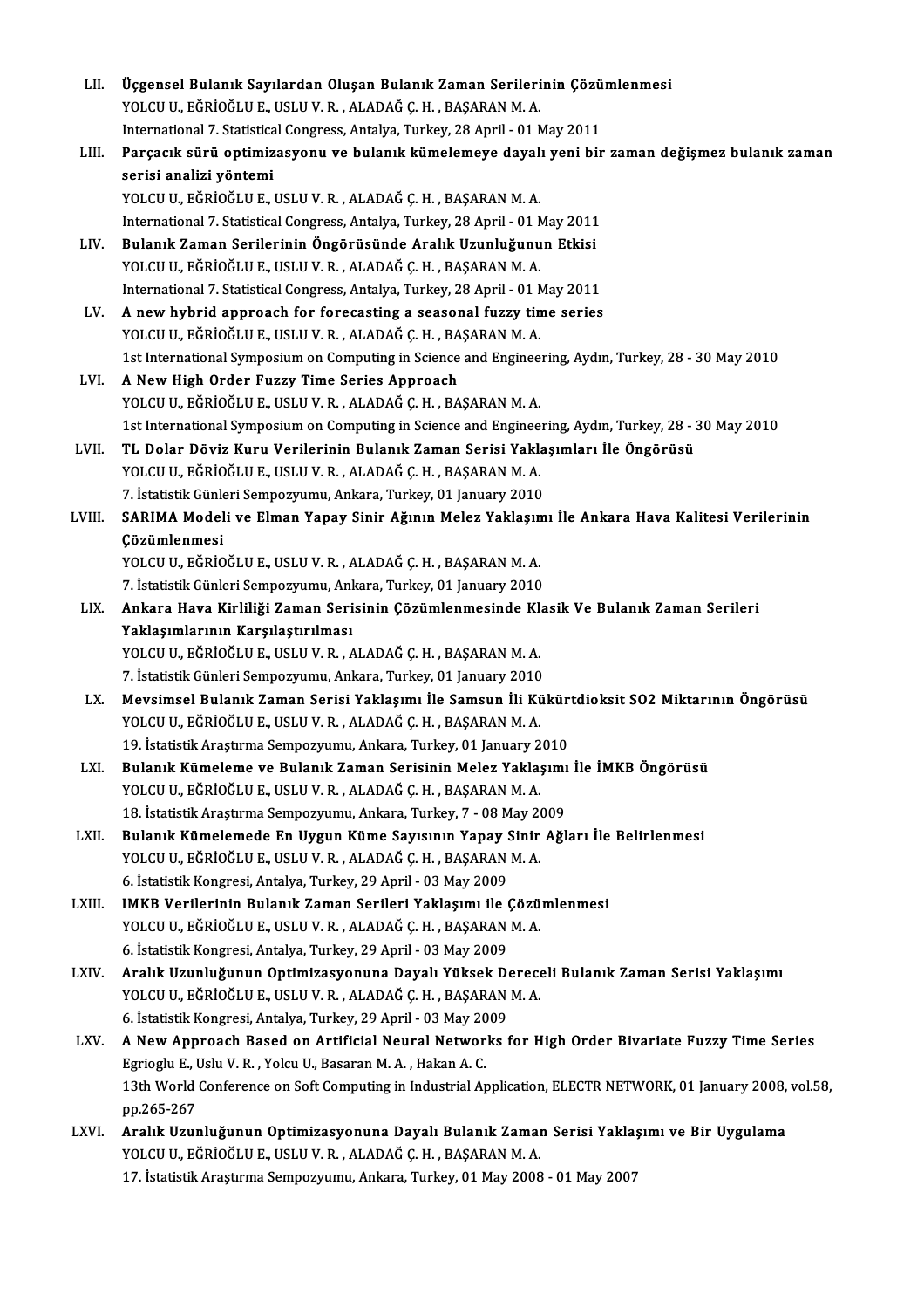LII. **Üçgensel Bulanık Sayılardan Oluşan Bulanık Zaman Serilerinin Çözümlenmesi**
YOLCU U., EĞRİOĞLU E., USLU V. R. , ALADAĞ Ç. H. , BAŞARAN M. A.
International 7. Statistical Congress, Antalya, Turkey, 28 April - 01 May 2011

LIII. **Parçacık sürü optimizasyonu ve bulanık kümelemeye dayalı yeni bir zaman değişmez bulanık zaman serisi analizi yöntemi**
YOLCU U., EĞRİOĞLU E., USLU V. R. , ALADAĞ Ç. H. , BAŞARAN M. A.
International 7. Statistical Congress, Antalya, Turkey, 28 April - 01 May 2011

LIV. **Bulanık Zaman Serilerinin Öngörüsünde Aralık Uzunluğunun Etkisi**
YOLCU U., EĞRİOĞLU E., USLU V. R. , ALADAĞ Ç. H. , BAŞARAN M. A.
International 7. Statistical Congress, Antalya, Turkey, 28 April - 01 May 2011

LV. **A new hybrid approach for forecasting a seasonal fuzzy time series**
YOLCU U., EĞRİOĞLU E., USLU V. R. , ALADAĞ Ç. H. , BAŞARAN M. A.
1st International Symposium on Computing in Science and Engineering, Aydın, Turkey, 28 - 30 May 2010

LVI. **A New High Order Fuzzy Time Series Approach**
YOLCU U., EĞRİOĞLU E., USLU V. R. , ALADAĞ Ç. H. , BAŞARAN M. A.
1st International Symposium on Computing in Science and Engineering, Aydın, Turkey, 28 - 30 May 2010

LVII. **TL Dolar Döviz Kuru Verilerinin Bulanık Zaman Serisi Yaklaşımları İle Öngörüsü**
YOLCU U., EĞRİOĞLU E., USLU V. R. , ALADAĞ Ç. H. , BAŞARAN M. A.
7. İstatistik Günleri Sempozyumu, Ankara, Turkey, 01 January 2010

LVIII. **SARIMA Modeli ve Elman Yapay Sinir Ağının Melez Yaklaşımı İle Ankara Hava Kalitesi Verilerinin Çözümlenmesi**
YOLCU U., EĞRİOĞLU E., USLU V. R. , ALADAĞ Ç. H. , BAŞARAN M. A.
7. İstatistik Günleri Sempozyumu, Ankara, Turkey, 01 January 2010

LIX. **Ankara Hava Kirliliği Zaman Serisinin Çözümlenmesinde Klasik Ve Bulanık Zaman Serileri Yaklaşımlarının Karşılaştırılması**
YOLCU U., EĞRİOĞLU E., USLU V. R. , ALADAĞ Ç. H. , BAŞARAN M. A.
7. İstatistik Günleri Sempozyumu, Ankara, Turkey, 01 January 2010

LX. **Mevsimsel Bulanık Zaman Serisi Yaklaşımı İle Samsun İli Kükürtdioksit SO2 Miktarının Öngörüsü**
YOLCU U., EĞRİOĞLU E., USLU V. R. , ALADAĞ Ç. H. , BAŞARAN M. A.
19. İstatistik Araştırma Sempozyumu, Ankara, Turkey, 01 January 2010

LXI. **Bulanık Kümeleme ve Bulanık Zaman Serisinin Melez Yaklaşımı İle İMKB Öngörüsü**
YOLCU U., EĞRİOĞLU E., USLU V. R. , ALADAĞ Ç. H. , BAŞARAN M. A.
18. İstatistik Araştırma Sempozyumu, Ankara, Turkey, 7 - 08 May 2009

LXII. **Bulanık Kümelemede En Uygun Küme Sayısının Yapay Sinir Ağları İle Belirlenmesi**
YOLCU U., EĞRİOĞLU E., USLU V. R. , ALADAĞ Ç. H. , BAŞARAN M. A.
6. İstatistik Kongresi, Antalya, Turkey, 29 April - 03 May 2009

LXIII. **IMKB Verilerinin Bulanık Zaman Serileri Yaklaşımı ile Çözümlenmesi**
YOLCU U., EĞRİOĞLU E., USLU V. R. , ALADAĞ Ç. H. , BAŞARAN M. A.
6. İstatistik Kongresi, Antalya, Turkey, 29 April - 03 May 2009

LXIV. **Aralık Uzunluğunun Optimizasyonuna Dayalı Yüksek Dereceli Bulanık Zaman Serisi Yaklaşımı**
YOLCU U., EĞRİOĞLU E., USLU V. R. , ALADAĞ Ç. H. , BAŞARAN M. A.
6. İstatistik Kongresi, Antalya, Turkey, 29 April - 03 May 2009

LXV. **A New Approach Based on Artificial Neural Networks for High Order Bivariate Fuzzy Time Series**
Egrioglu E., Uslu V. R. , Yolcu U., Basaran M. A. , Hakan A. C.
13th World Conference on Soft Computing in Industrial Application, ELECTR NETWORK, 01 January 2008, vol.58, pp.265-267

LXVI. **Aralık Uzunluğunun Optimizasyonuna Dayalı Bulanık Zaman Serisi Yaklaşımı ve Bir Uygulama**
YOLCU U., EĞRİOĞLU E., USLU V. R. , ALADAĞ Ç. H. , BAŞARAN M. A.
17. İstatistik Araştırma Sempozyumu, Ankara, Turkey, 01 May 2008 - 01 May 2007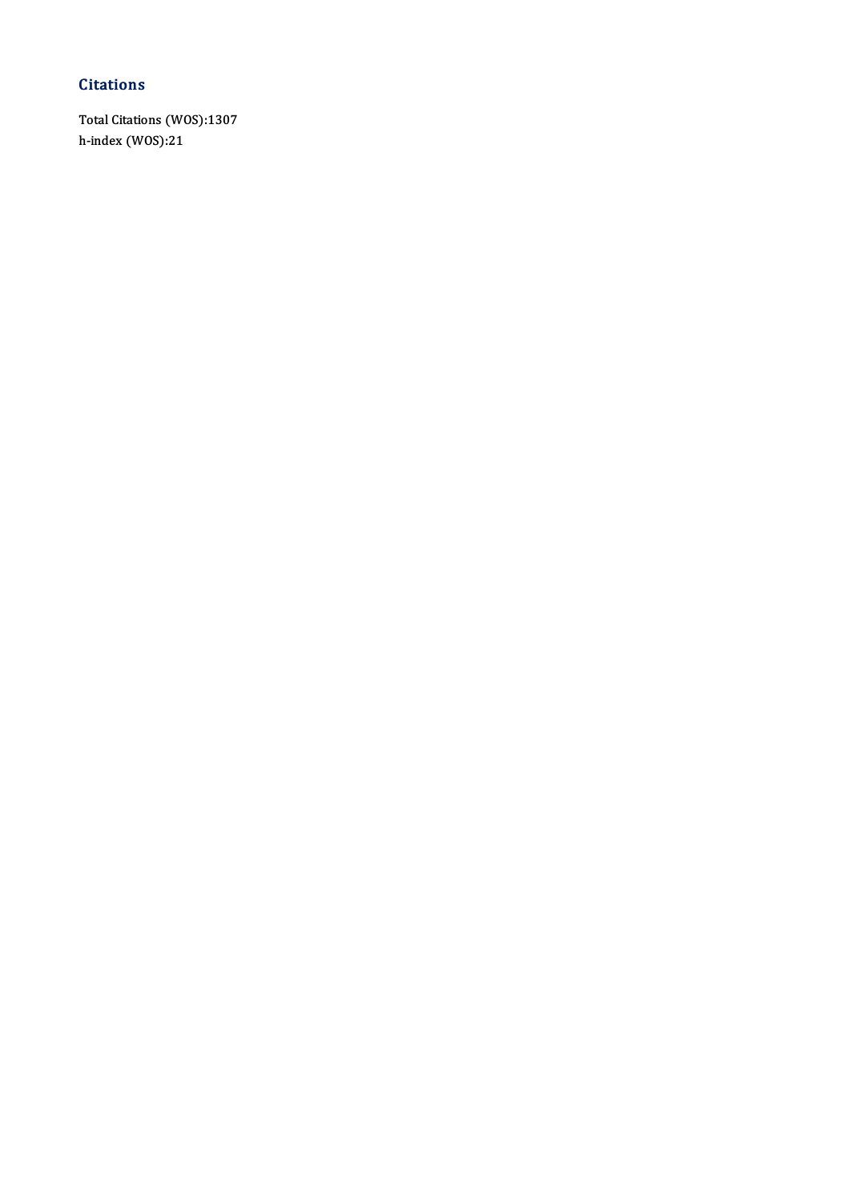## Citations

Total Citations (WOS):1307
h-index (WOS):21